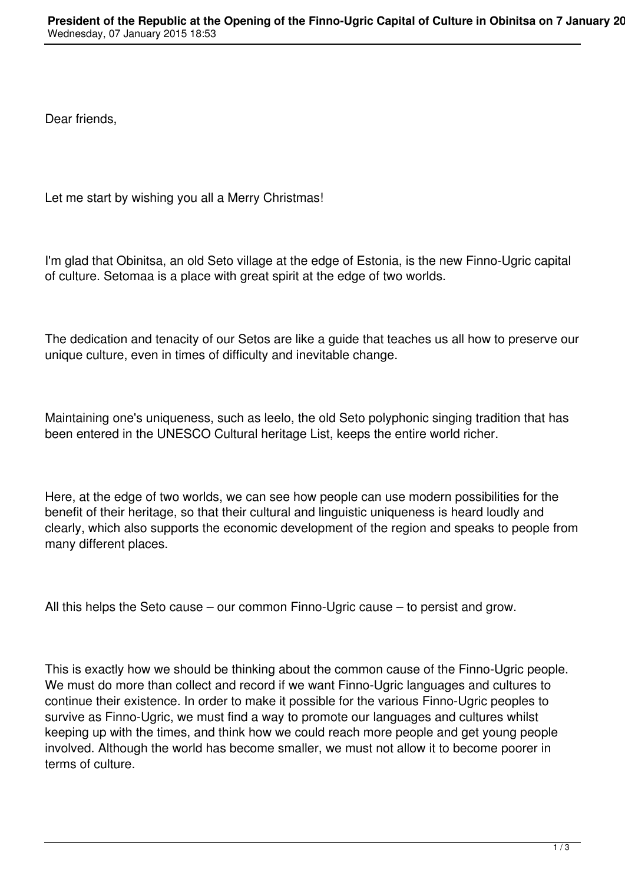Dear friends,

Let me start by wishing you all a Merry Christmas!

I'm glad that Obinitsa, an old Seto village at the edge of Estonia, is the new Finno-Ugric capital of culture. Setomaa is a place with great spirit at the edge of two worlds.

The dedication and tenacity of our Setos are like a guide that teaches us all how to preserve our unique culture, even in times of difficulty and inevitable change.

Maintaining one's uniqueness, such as leelo, the old Seto polyphonic singing tradition that has been entered in the UNESCO Cultural heritage List, keeps the entire world richer.

Here, at the edge of two worlds, we can see how people can use modern possibilities for the benefit of their heritage, so that their cultural and linguistic uniqueness is heard loudly and clearly, which also supports the economic development of the region and speaks to people from many different places.

All this helps the Seto cause – our common Finno-Ugric cause – to persist and grow.

This is exactly how we should be thinking about the common cause of the Finno-Ugric people. We must do more than collect and record if we want Finno-Ugric languages and cultures to continue their existence. In order to make it possible for the various Finno-Ugric peoples to survive as Finno-Ugric, we must find a way to promote our languages and cultures whilst keeping up with the times, and think how we could reach more people and get young people involved. Although the world has become smaller, we must not allow it to become poorer in terms of culture.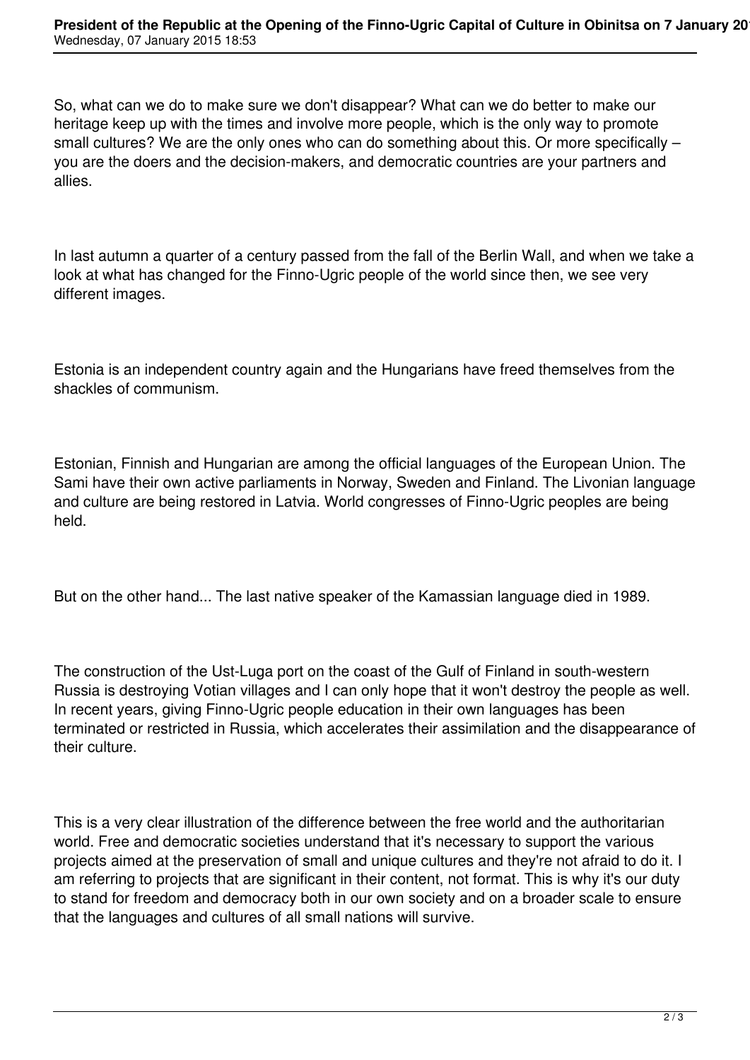So, what can we do to make sure we don't disappear? What can we do better to make our heritage keep up with the times and involve more people, which is the only way to promote small cultures? We are the only ones who can do something about this. Or more specifically – you are the doers and the decision-makers, and democratic countries are your partners and allies.

In last autumn a quarter of a century passed from the fall of the Berlin Wall, and when we take a look at what has changed for the Finno-Ugric people of the world since then, we see very different images.

Estonia is an independent country again and the Hungarians have freed themselves from the shackles of communism.

Estonian, Finnish and Hungarian are among the official languages of the European Union. The Sami have their own active parliaments in Norway, Sweden and Finland. The Livonian language and culture are being restored in Latvia. World congresses of Finno-Ugric peoples are being held.

But on the other hand... The last native speaker of the Kamassian language died in 1989.

The construction of the Ust-Luga port on the coast of the Gulf of Finland in south-western Russia is destroying Votian villages and I can only hope that it won't destroy the people as well. In recent years, giving Finno-Ugric people education in their own languages has been terminated or restricted in Russia, which accelerates their assimilation and the disappearance of their culture.

This is a very clear illustration of the difference between the free world and the authoritarian world. Free and democratic societies understand that it's necessary to support the various projects aimed at the preservation of small and unique cultures and they're not afraid to do it. I am referring to projects that are significant in their content, not format. This is why it's our duty to stand for freedom and democracy both in our own society and on a broader scale to ensure that the languages and cultures of all small nations will survive.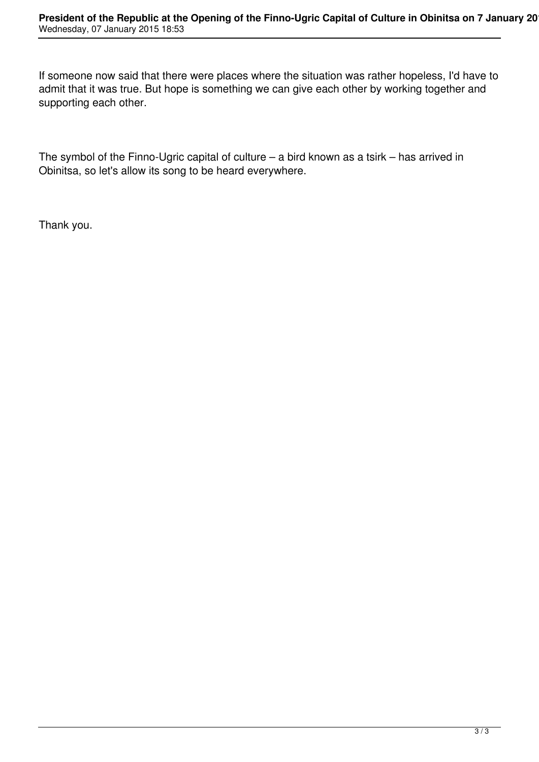If someone now said that there were places where the situation was rather hopeless, I'd have to admit that it was true. But hope is something we can give each other by working together and supporting each other.

The symbol of the Finno-Ugric capital of culture – a bird known as a tsirk – has arrived in Obinitsa, so let's allow its song to be heard everywhere.

Thank you.